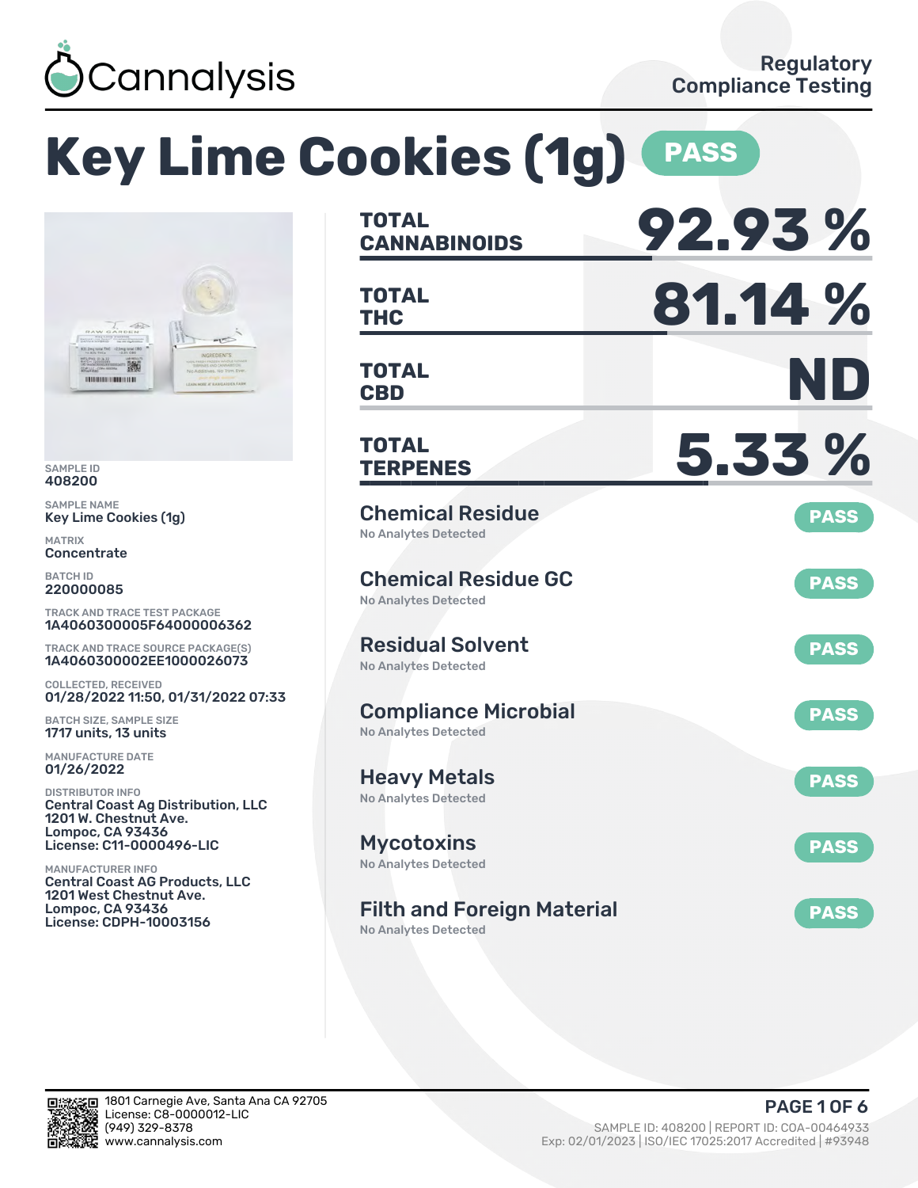Cannalysis

Regulatory Compliance Testing

# Key Lime Cookies (1g) PASS

SAMPLE ID
408200

SAMPLE NAME
Key Lime Cookies (1g)

MATRIX
Concentrate

BATCH ID
220000085

TRACK AND TRACE TEST PACKAGE
1A4060300005F64000006362

TRACK AND TRACE SOURCE PACKAGE(S)
1A4060300002EE1000026073

COLLECTED, RECEIVED
01/28/2022 11:50, 01/31/2022 07:33

BATCH SIZE, SAMPLE SIZE
1717 units, 13 units

MANUFACTURE DATE
01/26/2022

DISTRIBUTOR INFO
Central Coast Ag Distribution, LLC
1201 W. Chestnut Ave.
Lompoc, CA 93436
License: C11-0000496-LIC

MANUFACTURER INFO
Central Coast AG Products, LLC
1201 West Chestnut Ave.
Lompoc, CA 93436
License: CDPH-10003156

| | |
|---|---|
| **TOTAL CANNABINOIDS** | **92.93 %** |
| **TOTAL THC** | **81.14 %** |
| **TOTAL CBD** | **ND** |
| **TOTAL TERPENES** | **5.33 %** |

| Test | Result | Status |
|---|---|---|
| Chemical Residue | No Analytes Detected | PASS |
| Chemical Residue GC | No Analytes Detected | PASS |
| Residual Solvent | No Analytes Detected | PASS |
| Compliance Microbial | No Analytes Detected | PASS |
| Heavy Metals | No Analytes Detected | PASS |
| Mycotoxins | No Analytes Detected | PASS |
| Filth and Foreign Material | No Analytes Detected | PASS |

1801 Carnegie Ave, Santa Ana CA 92705
License: C8-0000012-LIC
(949) 329-8378
www.cannalysis.com

SAMPLE ID: 408200 | REPORT ID: COA-00464933
Exp: 02/01/2023 | ISO/IEC 17025:2017 Accredited | #93948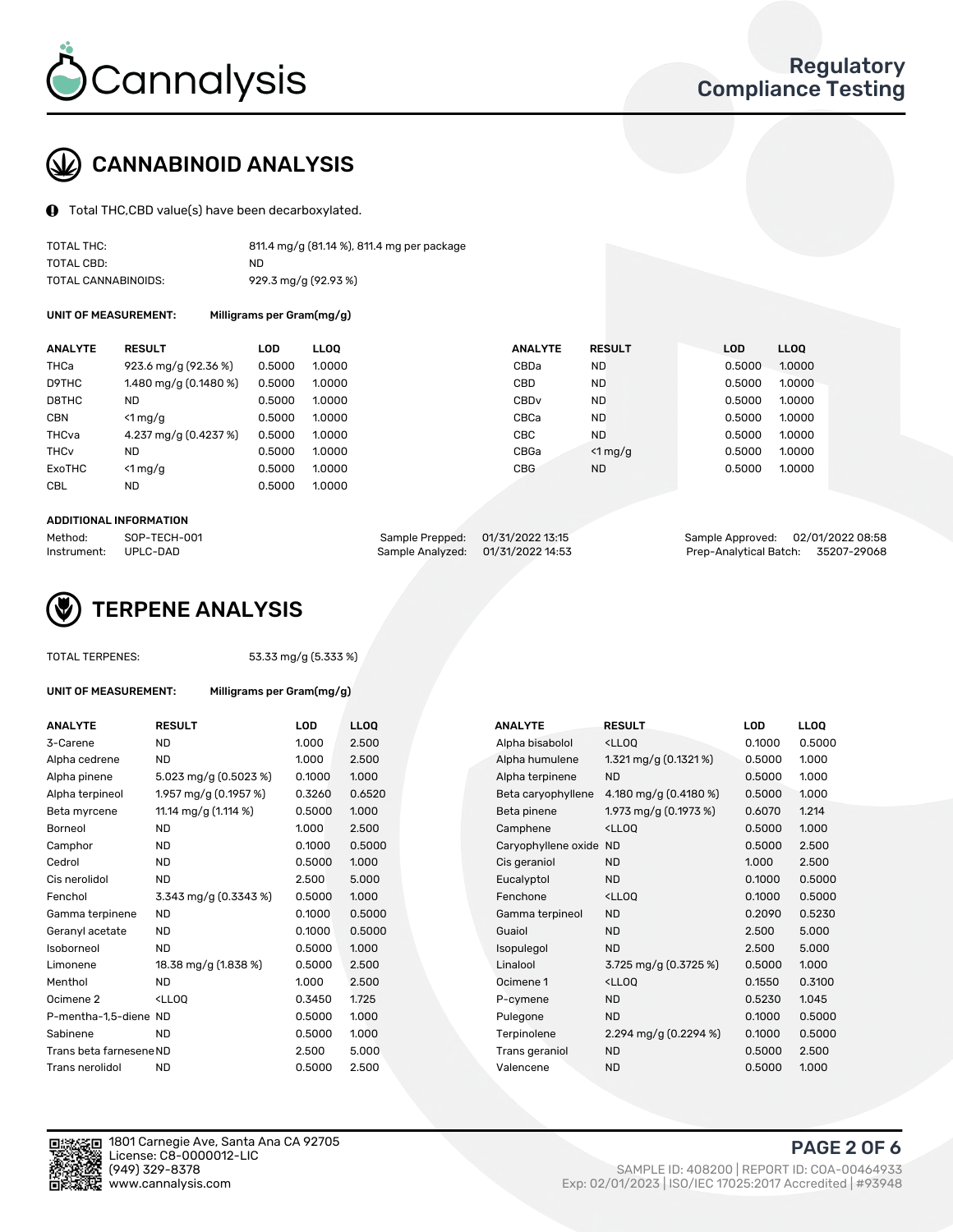# Regulatory Compliance Testing

## CANNABINOID ANALYSIS

Total THC,CBD value(s) have been decarboxylated.

| | |
|---|---|
| TOTAL THC: | 811.4 mg/g (81.14 %), 811.4 mg per package |
| TOTAL CBD: | ND |
| TOTAL CANNABINOIDS: | 929.3 mg/g (92.93 %) |

**UNIT OF MEASUREMENT:** Milligrams per Gram(mg/g)

| ANALYTE | RESULT | LOD | LLOQ | ANALYTE | RESULT | LOD | LLOQ |
|---|---|---|---|---|---|---|---|
| THCa | 923.6 mg/g (92.36 %) | 0.5000 | 1.0000 | CBDa | ND | 0.5000 | 1.0000 |
| D9THC | 1.480 mg/g (0.1480 %) | 0.5000 | 1.0000 | CBD | ND | 0.5000 | 1.0000 |
| D8THC | ND | 0.5000 | 1.0000 | CBDv | ND | 0.5000 | 1.0000 |
| CBN | <1 mg/g | 0.5000 | 1.0000 | CBCa | ND | 0.5000 | 1.0000 |
| THCva | 4.237 mg/g (0.4237 %) | 0.5000 | 1.0000 | CBC | ND | 0.5000 | 1.0000 |
| THCv | ND | 0.5000 | 1.0000 | CBGa | <1 mg/g | 0.5000 | 1.0000 |
| ExoTHC | <1 mg/g | 0.5000 | 1.0000 | CBG | ND | 0.5000 | 1.0000 |
| CBL | ND | 0.5000 | 1.0000 | | | | |

**ADDITIONAL INFORMATION**

| | | | | | |
|---|---|---|---|---|---|
| Method: | SOP-TECH-001 | Sample Prepped: | 01/31/2022 13:15 | Sample Approved: | 02/01/2022 08:58 |
| Instrument: | UPLC-DAD | Sample Analyzed: | 01/31/2022 14:53 | Prep-Analytical Batch: | 35207-29068 |

## TERPENE ANALYSIS

TOTAL TERPENES: 53.33 mg/g (5.333 %)

**UNIT OF MEASUREMENT:** Milligrams per Gram(mg/g)

| ANALYTE | RESULT | LOD | LLOQ | ANALYTE | RESULT | LOD | LLOQ |
|---|---|---|---|---|---|---|---|
| 3-Carene | ND | 1.000 | 2.500 | Alpha bisabolol | <LLOQ | 0.1000 | 0.5000 |
| Alpha cedrene | ND | 1.000 | 2.500 | Alpha humulene | 1.321 mg/g (0.1321 %) | 0.5000 | 1.000 |
| Alpha pinene | 5.023 mg/g (0.5023 %) | 0.1000 | 1.000 | Alpha terpinene | ND | 0.5000 | 1.000 |
| Alpha terpineol | 1.957 mg/g (0.1957 %) | 0.3260 | 0.6520 | Beta caryophyllene | 4.180 mg/g (0.4180 %) | 0.5000 | 1.000 |
| Beta myrcene | 11.14 mg/g (1.114 %) | 0.5000 | 1.000 | Beta pinene | 1.973 mg/g (0.1973 %) | 0.6070 | 1.214 |
| Borneol | ND | 1.000 | 2.500 | Camphene | <LLOQ | 0.5000 | 1.000 |
| Camphor | ND | 0.1000 | 0.5000 | Caryophyllene oxide | ND | 0.5000 | 2.500 |
| Cedrol | ND | 0.5000 | 1.000 | Cis geraniol | ND | 1.000 | 2.500 |
| Cis nerolidol | ND | 2.500 | 5.000 | Eucalyptol | ND | 0.1000 | 0.5000 |
| Fenchol | 3.343 mg/g (0.3343 %) | 0.5000 | 1.000 | Fenchone | <LLOQ | 0.1000 | 0.5000 |
| Gamma terpinene | ND | 0.1000 | 0.5000 | Gamma terpineol | ND | 0.2090 | 0.5230 |
| Geranyl acetate | ND | 0.1000 | 0.5000 | Guaiol | ND | 2.500 | 5.000 |
| Isoborneol | ND | 0.5000 | 1.000 | Isopulegol | ND | 2.500 | 5.000 |
| Limonene | 18.38 mg/g (1.838 %) | 0.5000 | 2.500 | Linalool | 3.725 mg/g (0.3725 %) | 0.5000 | 1.000 |
| Menthol | ND | 1.000 | 2.500 | Ocimene 1 | <LLOQ | 0.1550 | 0.3100 |
| Ocimene 2 | <LLOQ | 0.3450 | 1.725 | P-cymene | ND | 0.5230 | 1.045 |
| P-mentha-1,5-diene | ND | 0.5000 | 1.000 | Pulegone | ND | 0.1000 | 0.5000 |
| Sabinene | ND | 0.5000 | 1.000 | Terpinolene | 2.294 mg/g (0.2294 %) | 0.1000 | 0.5000 |
| Trans beta farnesene | ND | 2.500 | 5.000 | Trans geraniol | ND | 0.5000 | 2.500 |
| Trans nerolidol | ND | 0.5000 | 2.500 | Valencene | ND | 0.5000 | 1.000 |

1801 Carnegie Ave, Santa Ana CA 92705
License: C8-0000012-LIC
(949) 329-8378
www.cannalysis.com

SAMPLE ID: 408200 | REPORT ID: COA-00464933
Exp: 02/01/2023 | ISO/IEC 17025:2017 Accredited | #93948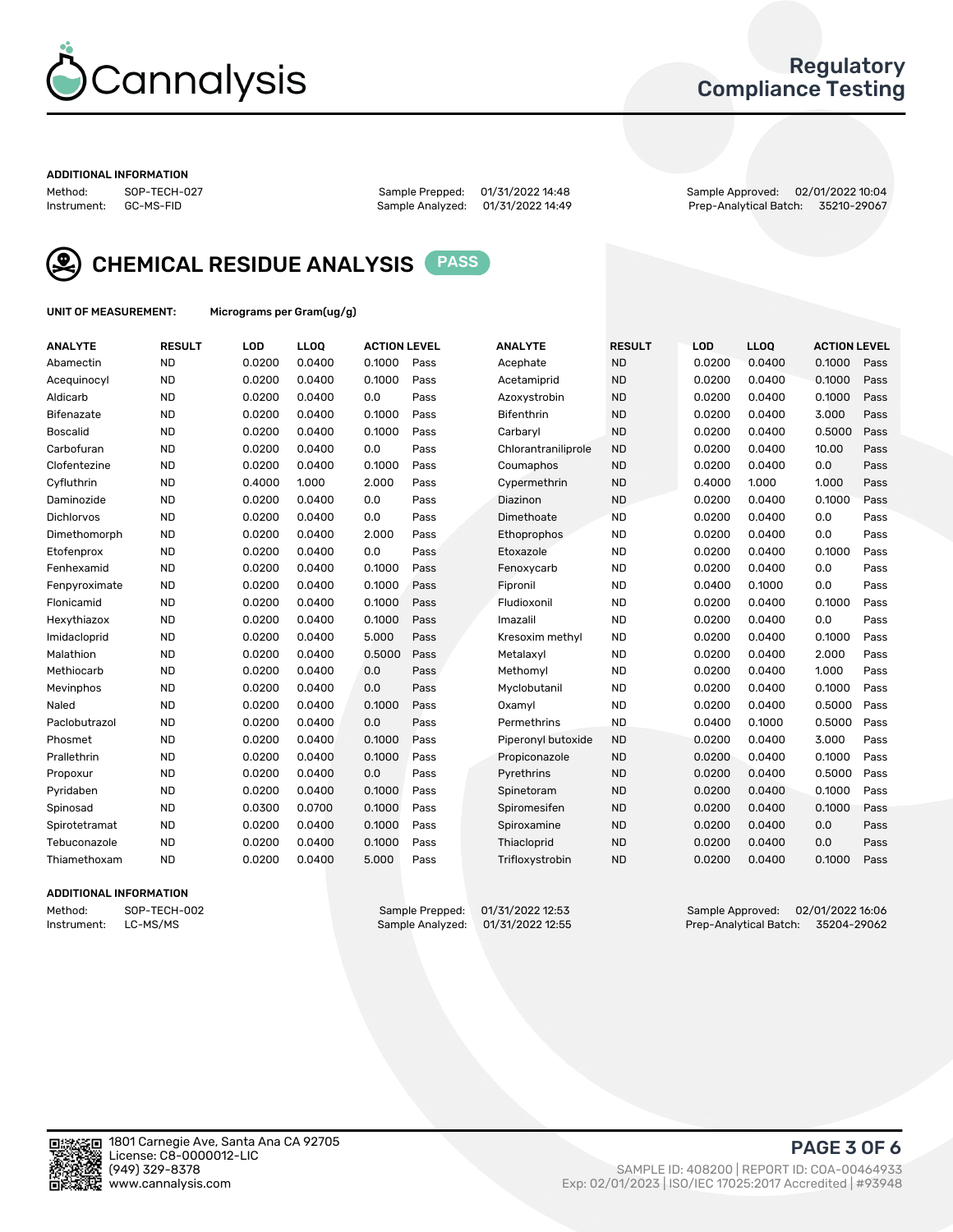## ADDITIONAL INFORMATION

| Method: | SOP-TECH-027 | Sample Prepped: | 01/31/2022 14:48 | Sample Approved: | 02/01/2022 10:04 |
|---|---|---|---|---|---|
| Instrument: | GC-MS-FID | Sample Analyzed: | 01/31/2022 14:49 | Prep-Analytical Batch: | 35210-29067 |

# CHEMICAL RESIDUE ANALYSIS PASS

**UNIT OF MEASUREMENT:** Micrograms per Gram(ug/g)

| ANALYTE | RESULT | LOD | LLOQ | ACTION LEVEL | | ANALYTE | RESULT | LOD | LLOQ | ACTION LEVEL | |
|---|---|---|---|---|---|---|---|---|---|---|---|
| Abamectin | ND | 0.0200 | 0.0400 | 0.1000 | Pass | Acephate | ND | 0.0200 | 0.0400 | 0.1000 | Pass |
| Acequinocyl | ND | 0.0200 | 0.0400 | 0.1000 | Pass | Acetamiprid | ND | 0.0200 | 0.0400 | 0.1000 | Pass |
| Aldicarb | ND | 0.0200 | 0.0400 | 0.0 | Pass | Azoxystrobin | ND | 0.0200 | 0.0400 | 0.1000 | Pass |
| Bifenazate | ND | 0.0200 | 0.0400 | 0.1000 | Pass | Bifenthrin | ND | 0.0200 | 0.0400 | 3.000 | Pass |
| Boscalid | ND | 0.0200 | 0.0400 | 0.1000 | Pass | Carbaryl | ND | 0.0200 | 0.0400 | 0.5000 | Pass |
| Carbofuran | ND | 0.0200 | 0.0400 | 0.0 | Pass | Chlorantraniliprole | ND | 0.0200 | 0.0400 | 10.00 | Pass |
| Clofentezine | ND | 0.0200 | 0.0400 | 0.1000 | Pass | Coumaphos | ND | 0.0200 | 0.0400 | 0.0 | Pass |
| Cyfluthrin | ND | 0.4000 | 1.000 | 2.000 | Pass | Cypermethrin | ND | 0.4000 | 1.000 | 1.000 | Pass |
| Daminozide | ND | 0.0200 | 0.0400 | 0.0 | Pass | Diazinon | ND | 0.0200 | 0.0400 | 0.1000 | Pass |
| Dichlorvos | ND | 0.0200 | 0.0400 | 0.0 | Pass | Dimethoate | ND | 0.0200 | 0.0400 | 0.0 | Pass |
| Dimethomorph | ND | 0.0200 | 0.0400 | 2.000 | Pass | Ethoprophos | ND | 0.0200 | 0.0400 | 0.0 | Pass |
| Etofenprox | ND | 0.0200 | 0.0400 | 0.0 | Pass | Etoxazole | ND | 0.0200 | 0.0400 | 0.1000 | Pass |
| Fenhexamid | ND | 0.0200 | 0.0400 | 0.1000 | Pass | Fenoxycarb | ND | 0.0200 | 0.0400 | 0.0 | Pass |
| Fenpyroximate | ND | 0.0200 | 0.0400 | 0.1000 | Pass | Fipronil | ND | 0.0400 | 0.1000 | 0.0 | Pass |
| Flonicamid | ND | 0.0200 | 0.0400 | 0.1000 | Pass | Fludioxonil | ND | 0.0200 | 0.0400 | 0.1000 | Pass |
| Hexythiazox | ND | 0.0200 | 0.0400 | 0.1000 | Pass | Imazalil | ND | 0.0200 | 0.0400 | 0.0 | Pass |
| Imidacloprid | ND | 0.0200 | 0.0400 | 5.000 | Pass | Kresoxim methyl | ND | 0.0200 | 0.0400 | 0.1000 | Pass |
| Malathion | ND | 0.0200 | 0.0400 | 0.5000 | Pass | Metalaxyl | ND | 0.0200 | 0.0400 | 2.000 | Pass |
| Methiocarb | ND | 0.0200 | 0.0400 | 0.0 | Pass | Methomyl | ND | 0.0200 | 0.0400 | 1.000 | Pass |
| Mevinphos | ND | 0.0200 | 0.0400 | 0.0 | Pass | Myclobutanil | ND | 0.0200 | 0.0400 | 0.1000 | Pass |
| Naled | ND | 0.0200 | 0.0400 | 0.1000 | Pass | Oxamyl | ND | 0.0200 | 0.0400 | 0.5000 | Pass |
| Paclobutrazol | ND | 0.0200 | 0.0400 | 0.0 | Pass | Permethrins | ND | 0.0400 | 0.1000 | 0.5000 | Pass |
| Phosmet | ND | 0.0200 | 0.0400 | 0.1000 | Pass | Piperonyl butoxide | ND | 0.0200 | 0.0400 | 3.000 | Pass |
| Prallethrin | ND | 0.0200 | 0.0400 | 0.1000 | Pass | Propiconazole | ND | 0.0200 | 0.0400 | 0.1000 | Pass |
| Propoxur | ND | 0.0200 | 0.0400 | 0.0 | Pass | Pyrethrins | ND | 0.0200 | 0.0400 | 0.5000 | Pass |
| Pyridaben | ND | 0.0200 | 0.0400 | 0.1000 | Pass | Spinetoram | ND | 0.0200 | 0.0400 | 0.1000 | Pass |
| Spinosad | ND | 0.0300 | 0.0700 | 0.1000 | Pass | Spiromesifen | ND | 0.0200 | 0.0400 | 0.1000 | Pass |
| Spirotetramat | ND | 0.0200 | 0.0400 | 0.1000 | Pass | Spiroxamine | ND | 0.0200 | 0.0400 | 0.0 | Pass |
| Tebuconazole | ND | 0.0200 | 0.0400 | 0.1000 | Pass | Thiacloprid | ND | 0.0200 | 0.0400 | 0.0 | Pass |
| Thiamethoxam | ND | 0.0200 | 0.0400 | 5.000 | Pass | Trifloxystrobin | ND | 0.0200 | 0.0400 | 0.1000 | Pass |

## ADDITIONAL INFORMATION

| Method: | SOP-TECH-002 | Sample Prepped: | 01/31/2022 12:53 | Sample Approved: | 02/01/2022 16:06 |
|---|---|---|---|---|---|
| Instrument: | LC-MS/MS | Sample Analyzed: | 01/31/2022 12:55 | Prep-Analytical Batch: | 35204-29062 |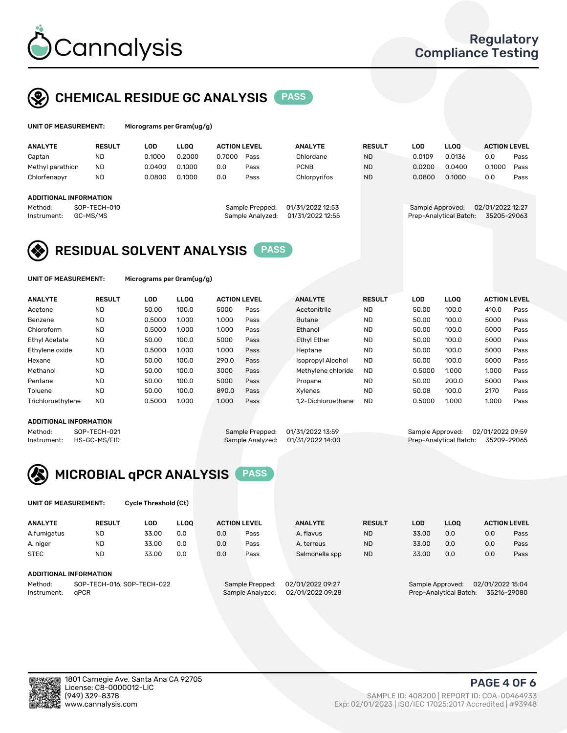# Cannalysis

Regulatory Compliance Testing

## CHEMICAL RESIDUE GC ANALYSIS PASS

**UNIT OF MEASUREMENT:** Micrograms per Gram(ug/g)

| ANALYTE | RESULT | LOD | LLOQ | ACTION LEVEL | | ANALYTE | RESULT | LOD | LLOQ | ACTION LEVEL | |
|---|---|---|---|---|---|---|---|---|---|---|---|
| Captan | ND | 0.1000 | 0.2000 | 0.7000 | Pass | Chlordane | ND | 0.0109 | 0.0136 | 0.0 | Pass |
| Methyl parathion | ND | 0.0400 | 0.1000 | 0.0 | Pass | PCNB | ND | 0.0200 | 0.0400 | 0.1000 | Pass |
| Chlorfenapyr | ND | 0.0800 | 0.1000 | 0.0 | Pass | Chlorpyrifos | ND | 0.0800 | 0.1000 | 0.0 | Pass |

**ADDITIONAL INFORMATION**

Method: SOP-TECH-010
Instrument: GC-MS/MS
Sample Prepped: 01/31/2022 12:53
Sample Analyzed: 01/31/2022 12:55
Sample Approved: 02/01/2022 12:27
Prep-Analytical Batch: 35205-29063

## RESIDUAL SOLVENT ANALYSIS PASS

**UNIT OF MEASUREMENT:** Micrograms per Gram(ug/g)

| ANALYTE | RESULT | LOD | LLOQ | ACTION LEVEL | | ANALYTE | RESULT | LOD | LLOQ | ACTION LEVEL | |
|---|---|---|---|---|---|---|---|---|---|---|---|
| Acetone | ND | 50.00 | 100.0 | 5000 | Pass | Acetonitrile | ND | 50.00 | 100.0 | 410.0 | Pass |
| Benzene | ND | 0.5000 | 1.000 | 1.000 | Pass | Butane | ND | 50.00 | 100.0 | 5000 | Pass |
| Chloroform | ND | 0.5000 | 1.000 | 1.000 | Pass | Ethanol | ND | 50.00 | 100.0 | 5000 | Pass |
| Ethyl Acetate | ND | 50.00 | 100.0 | 5000 | Pass | Ethyl Ether | ND | 50.00 | 100.0 | 5000 | Pass |
| Ethylene oxide | ND | 0.5000 | 1.000 | 1.000 | Pass | Heptane | ND | 50.00 | 100.0 | 5000 | Pass |
| Hexane | ND | 50.00 | 100.0 | 290.0 | Pass | Isopropyl Alcohol | ND | 50.00 | 100.0 | 5000 | Pass |
| Methanol | ND | 50.00 | 100.0 | 3000 | Pass | Methylene chloride | ND | 0.5000 | 1.000 | 1.000 | Pass |
| Pentane | ND | 50.00 | 100.0 | 5000 | Pass | Propane | ND | 50.00 | 200.0 | 5000 | Pass |
| Toluene | ND | 50.00 | 100.0 | 890.0 | Pass | Xylenes | ND | 50.08 | 100.0 | 2170 | Pass |
| Trichloroethylene | ND | 0.5000 | 1.000 | 1.000 | Pass | 1,2-Dichloroethane | ND | 0.5000 | 1.000 | 1.000 | Pass |

**ADDITIONAL INFORMATION**

Method: SOP-TECH-021
Instrument: HS-GC-MS/FID
Sample Prepped: 01/31/2022 13:59
Sample Analyzed: 01/31/2022 14:00
Sample Approved: 02/01/2022 09:59
Prep-Analytical Batch: 35209-29065

## MICROBIAL qPCR ANALYSIS PASS

**UNIT OF MEASUREMENT:** Cycle Threshold (Ct)

| ANALYTE | RESULT | LOD | LLOQ | ACTION LEVEL | | ANALYTE | RESULT | LOD | LLOQ | ACTION LEVEL | |
|---|---|---|---|---|---|---|---|---|---|---|---|
| A.fumigatus | ND | 33.00 | 0.0 | 0.0 | Pass | A. flavus | ND | 33.00 | 0.0 | 0.0 | Pass |
| A. niger | ND | 33.00 | 0.0 | 0.0 | Pass | A. terreus | ND | 33.00 | 0.0 | 0.0 | Pass |
| STEC | ND | 33.00 | 0.0 | 0.0 | Pass | Salmonella spp | ND | 33.00 | 0.0 | 0.0 | Pass |

**ADDITIONAL INFORMATION**

Method: SOP-TECH-016, SOP-TECH-022
Instrument: qPCR
Sample Prepped: 02/01/2022 09:27
Sample Analyzed: 02/01/2022 09:28
Sample Approved: 02/01/2022 15:04
Prep-Analytical Batch: 35216-29080

1801 Carnegie Ave, Santa Ana CA 92705
License: C8-0000012-LIC
(949) 329-8378
www.cannalysis.com

SAMPLE ID: 408200 | REPORT ID: COA-00464933
Exp: 02/01/2023 | ISO/IEC 17025:2017 Accredited | #93948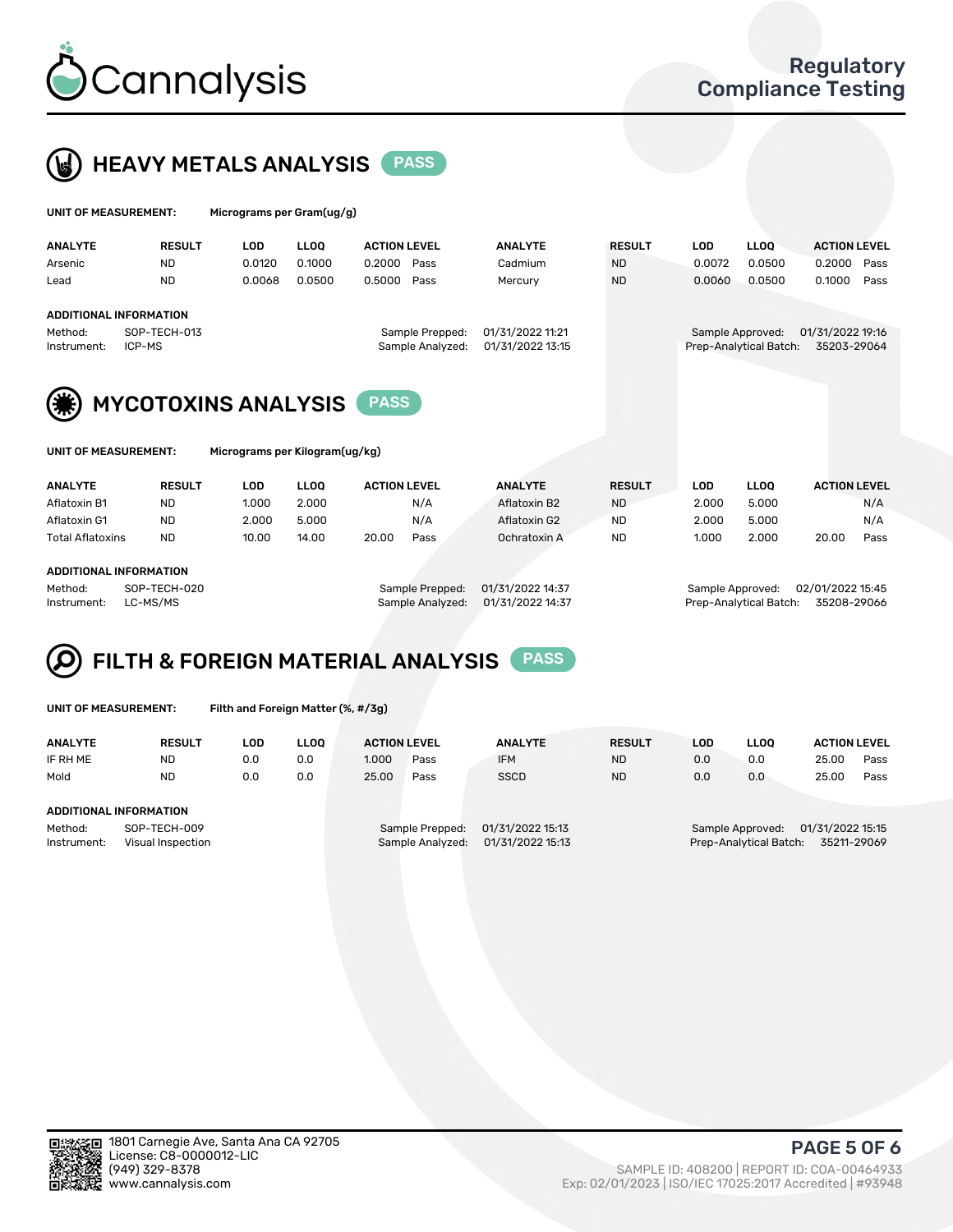## HEAVY METALS ANALYSIS PASS

**UNIT OF MEASUREMENT:** Micrograms per Gram(ug/g)

| ANALYTE | RESULT | LOD | LLOQ | ACTION LEVEL | | ANALYTE | RESULT | LOD | LLOQ | ACTION LEVEL | |
|---|---|---|---|---|---|---|---|---|---|---|---|
| Arsenic | ND | 0.0120 | 0.1000 | 0.2000 | Pass | Cadmium | ND | 0.0072 | 0.0500 | 0.2000 | Pass |
| Lead | ND | 0.0068 | 0.0500 | 0.5000 | Pass | Mercury | ND | 0.0060 | 0.0500 | 0.1000 | Pass |

**ADDITIONAL INFORMATION**

Method: SOP-TECH-013
Instrument: ICP-MS
Sample Prepped: 01/31/2022 11:21
Sample Analyzed: 01/31/2022 13:15
Sample Approved: 01/31/2022 19:16
Prep-Analytical Batch: 35203-29064

## MYCOTOXINS ANALYSIS PASS

**UNIT OF MEASUREMENT:** Micrograms per Kilogram(ug/kg)

| ANALYTE | RESULT | LOD | LLOQ | ACTION LEVEL | | ANALYTE | RESULT | LOD | LLOQ | ACTION LEVEL | |
|---|---|---|---|---|---|---|---|---|---|---|---|
| Aflatoxin B1 | ND | 1.000 | 2.000 | | N/A | Aflatoxin B2 | ND | 2.000 | 5.000 | | N/A |
| Aflatoxin G1 | ND | 2.000 | 5.000 | | N/A | Aflatoxin G2 | ND | 2.000 | 5.000 | | N/A |
| Total Aflatoxins | ND | 10.00 | 14.00 | 20.00 | Pass | Ochratoxin A | ND | 1.000 | 2.000 | 20.00 | Pass |

**ADDITIONAL INFORMATION**

Method: SOP-TECH-020
Instrument: LC-MS/MS
Sample Prepped: 01/31/2022 14:37
Sample Analyzed: 01/31/2022 14:37
Sample Approved: 02/01/2022 15:45
Prep-Analytical Batch: 35208-29066

## FILTH & FOREIGN MATERIAL ANALYSIS PASS

**UNIT OF MEASUREMENT:** Filth and Foreign Matter (%, #/3g)

| ANALYTE | RESULT | LOD | LLOQ | ACTION LEVEL | | ANALYTE | RESULT | LOD | LLOQ | ACTION LEVEL | |
|---|---|---|---|---|---|---|---|---|---|---|---|
| IF RH ME | ND | 0.0 | 0.0 | 1.000 | Pass | IFM | ND | 0.0 | 0.0 | 25.00 | Pass |
| Mold | ND | 0.0 | 0.0 | 25.00 | Pass | SSCD | ND | 0.0 | 0.0 | 25.00 | Pass |

**ADDITIONAL INFORMATION**

Method: SOP-TECH-009
Instrument: Visual Inspection
Sample Prepped: 01/31/2022 15:13
Sample Analyzed: 01/31/2022 15:13
Sample Approved: 01/31/2022 15:15
Prep-Analytical Batch: 35211-29069

1801 Carnegie Ave, Santa Ana CA 92705
License: C8-0000012-LIC
(949) 329-8378
www.cannalysis.com

SAMPLE ID: 408200 | REPORT ID: COA-00464933
Exp: 02/01/2023 | ISO/IEC 17025:2017 Accredited | #93948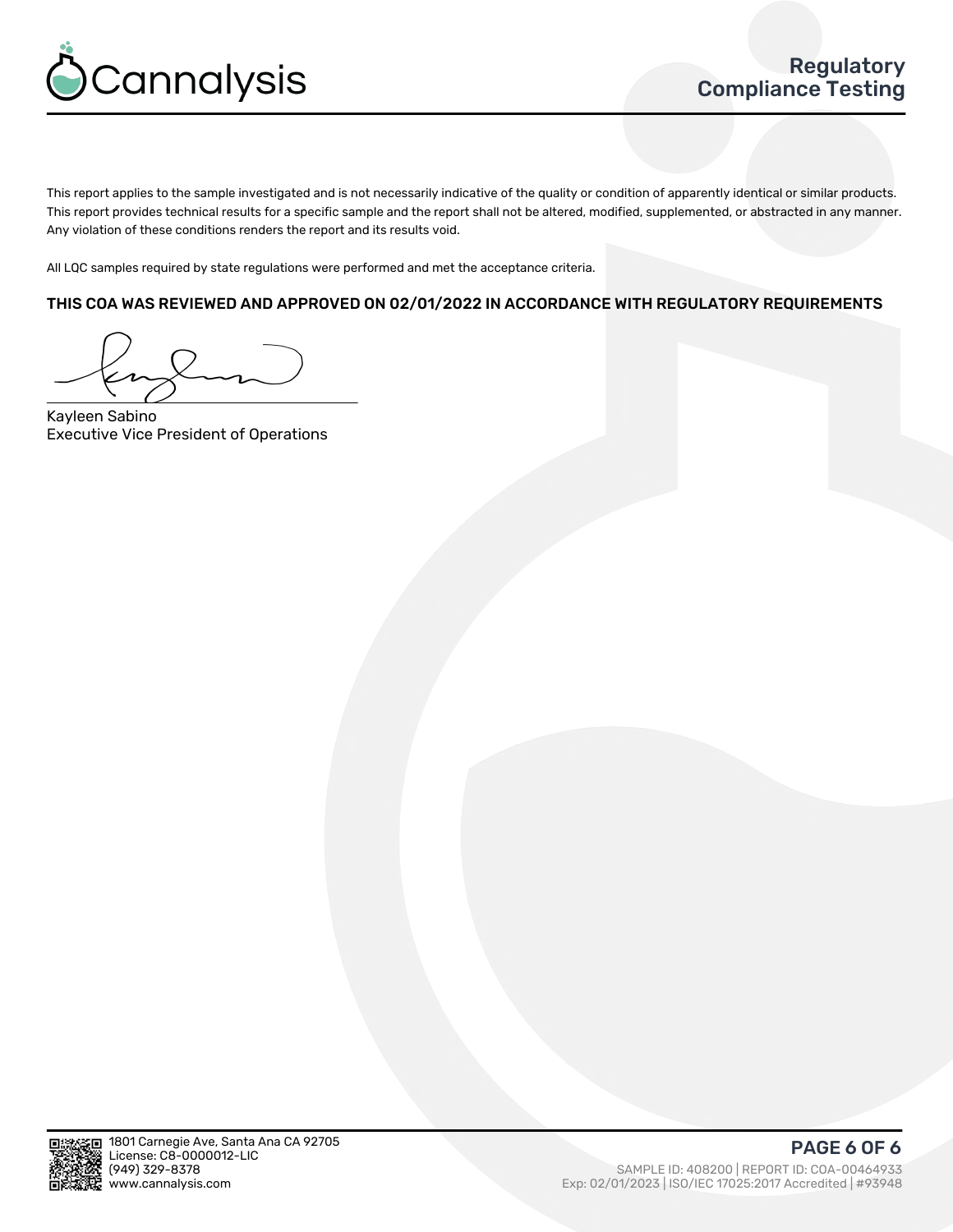This report applies to the sample investigated and is not necessarily indicative of the quality or condition of apparently identical or similar products. This report provides technical results for a specific sample and the report shall not be altered, modified, supplemented, or abstracted in any manner. Any violation of these conditions renders the report and its results void.

All LQC samples required by state regulations were performed and met the acceptance criteria.

**THIS COA WAS REVIEWED AND APPROVED ON 02/01/2022 IN ACCORDANCE WITH REGULATORY REQUIREMENTS**

Kayleen Sabino
Executive Vice President of Operations